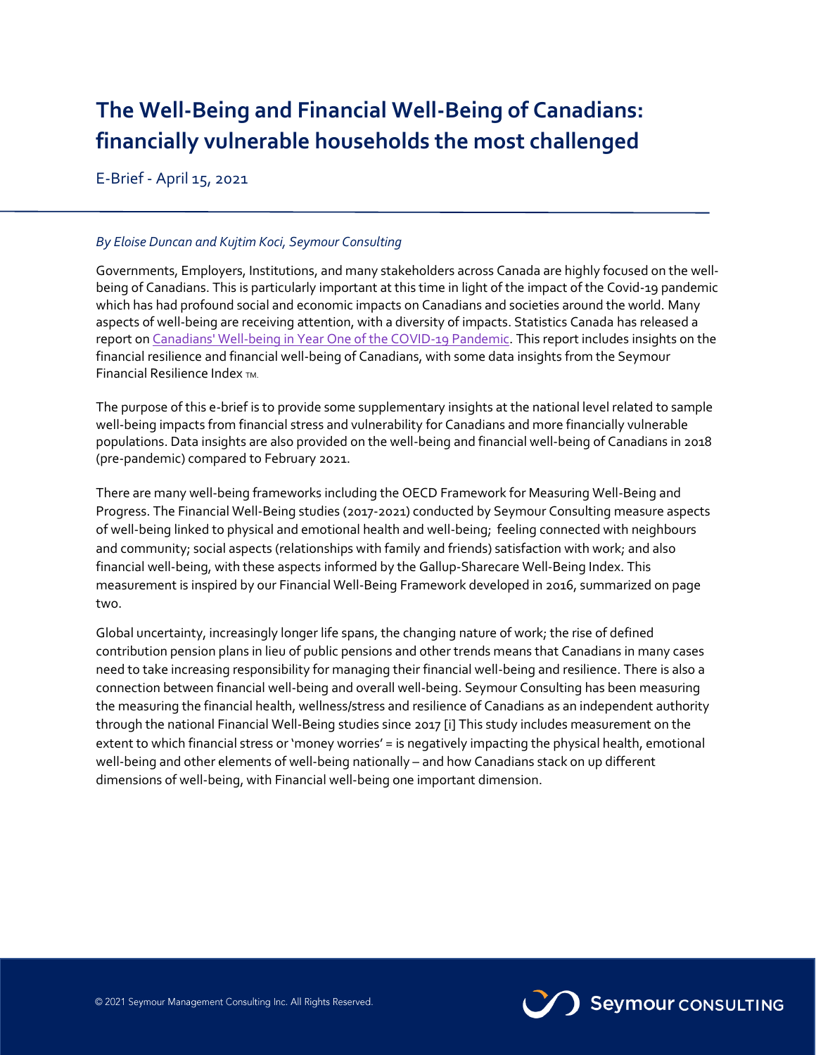# The Well-Being and Financial Well-Being of Canadians: financially vulnerable households the most challenged

E-Brief - April 15, 2021

*By Eloise Duncan and Kujtim Koci, Seymour Consulting*

Governments, Employers, Institutions, and many stakeholders across Canada are highly focused on the well-being of Canadians. This is particularly important at this time in light of the impact of the Covid-19 pandemic which has had profound social and economic impacts on Canadians and societies around the world. Many aspects of well-being are receiving attention, with a diversity of impacts. Statistics Canada has released a report on Canadians' Well-being in Year One of the COVID-19 Pandemic. This report includes insights on the financial resilience and financial well-being of Canadians, with some data insights from the Seymour Financial Resilience Index TM.

The purpose of this e-brief is to provide some supplementary insights at the national level related to sample well-being impacts from financial stress and vulnerability for Canadians and more financially vulnerable populations. Data insights are also provided on the well-being and financial well-being of Canadians in 2018 (pre-pandemic) compared to February 2021.

There are many well-being frameworks including the OECD Framework for Measuring Well-Being and Progress. The Financial Well-Being studies (2017-2021) conducted by Seymour Consulting measure aspects of well-being linked to physical and emotional health and well-being; feeling connected with neighbours and community; social aspects (relationships with family and friends) satisfaction with work; and also financial well-being, with these aspects informed by the Gallup-Sharecare Well-Being Index. This measurement is inspired by our Financial Well-Being Framework developed in 2016, summarized on page two.

Global uncertainty, increasingly longer life spans, the changing nature of work; the rise of defined contribution pension plans in lieu of public pensions and other trends means that Canadians in many cases need to take increasing responsibility for managing their financial well-being and resilience. There is also a connection between financial well-being and overall well-being. Seymour Consulting has been measuring the measuring the financial health, wellness/stress and resilience of Canadians as an independent authority through the national Financial Well-Being studies since 2017 [i] This study includes measurement on the extent to which financial stress or 'money worries' = is negatively impacting the physical health, emotional well-being and other elements of well-being nationally – and how Canadians stack on up different dimensions of well-being, with Financial well-being one important dimension.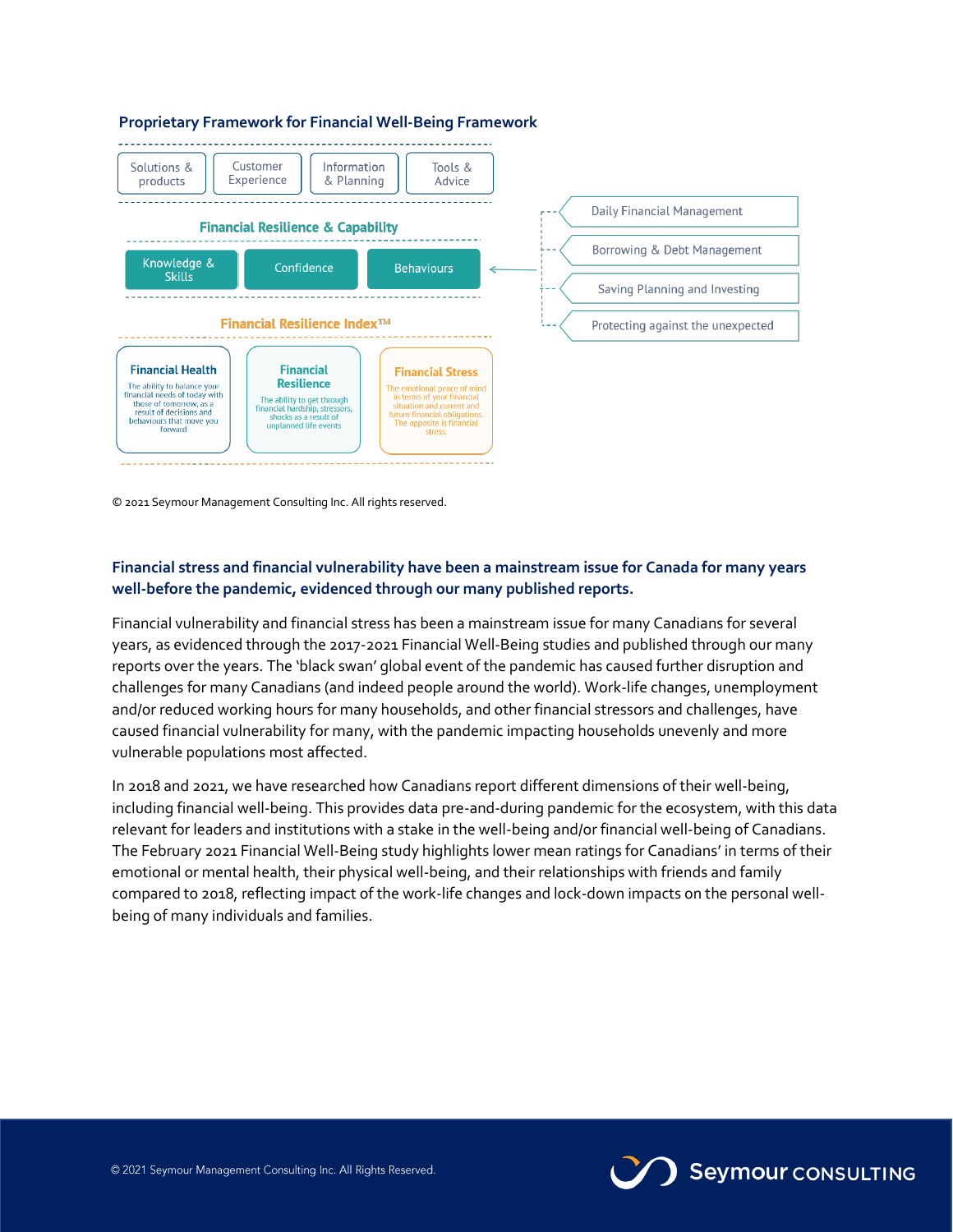### Proprietary Framework for Financial Well-Being Framework

Solutions & products | Customer Experience | Information & Planning | Tools & Advice

**Financial Resilience & Capability**

Knowledge & Skills | Confidence | Behaviours

- Daily Financial Management
- Borrowing & Debt Management
- Saving Planning and Investing
- Protecting against the unexpected

**Financial Resilience Index™**

**Financial Health**
The ability to balance your financial needs of today with those of tomorrow, as a result of decisions and behaviours that move you forward

**Financial Resilience**
The ability to get through financial hardship, stressors, shocks as a result of unplanned life events

**Financial Stress**
The emotional peace of mind in terms of your financial situation and current and future financial obligations. The opposite is financial stress.

© 2021 Seymour Management Consulting Inc. All rights reserved.

### Financial stress and financial vulnerability have been a mainstream issue for Canada for many years well-before the pandemic, evidenced through our many published reports.

Financial vulnerability and financial stress has been a mainstream issue for many Canadians for several years, as evidenced through the 2017-2021 Financial Well-Being studies and published through our many reports over the years. The 'black swan' global event of the pandemic has caused further disruption and challenges for many Canadians (and indeed people around the world). Work-life changes, unemployment and/or reduced working hours for many households, and other financial stressors and challenges, have caused financial vulnerability for many, with the pandemic impacting households unevenly and more vulnerable populations most affected.

In 2018 and 2021, we have researched how Canadians report different dimensions of their well-being, including financial well-being. This provides data pre-and-during pandemic for the ecosystem, with this data relevant for leaders and institutions with a stake in the well-being and/or financial well-being of Canadians. The February 2021 Financial Well-Being study highlights lower mean ratings for Canadians' in terms of their emotional or mental health, their physical well-being, and their relationships with friends and family compared to 2018, reflecting impact of the work-life changes and lock-down impacts on the personal well-being of many individuals and families.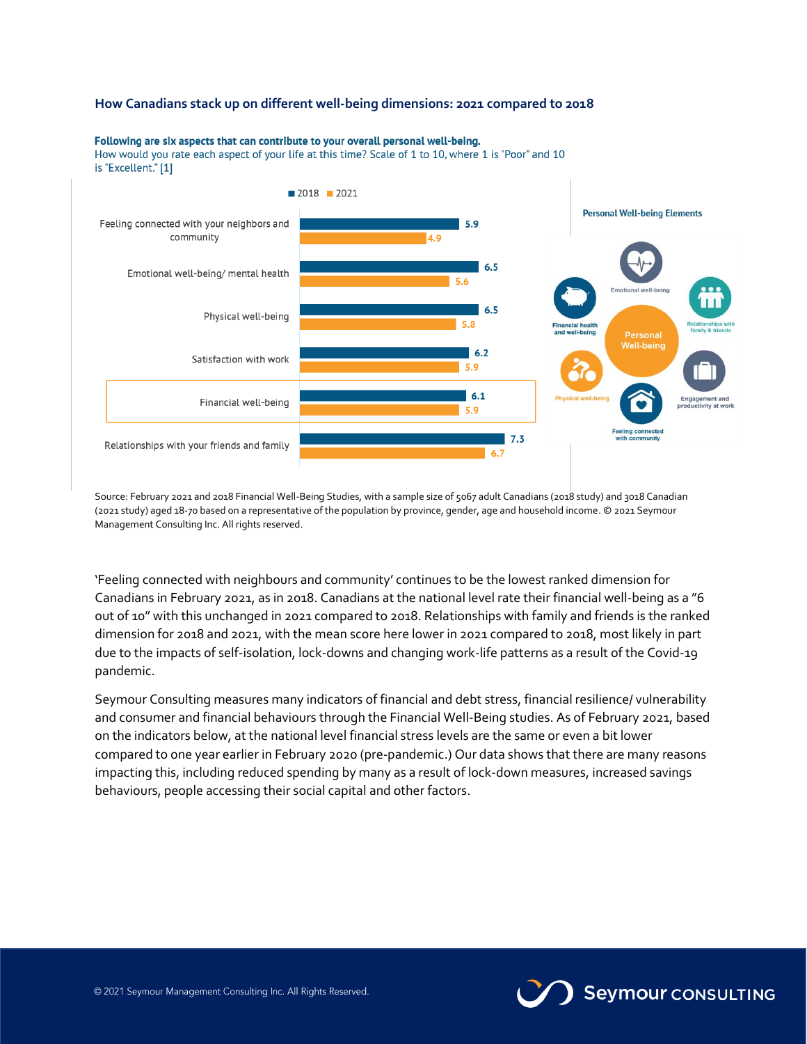### How Canadians stack up on different well-being dimensions: 2021 compared to 2018

**Following are six aspects that can contribute to your overall personal well-being.**
How would you rate each aspect of your life at this time? Scale of 1 to 10, where 1 is "Poor" and 10 is "Excellent." [1]

| Aspect | 2018 | 2021 |
|---|---|---|
| Feeling connected with your neighbors and community | 5.9 | 4.9 |
| Emotional well-being/ mental health | 6.5 | 5.6 |
| Physical well-being | 6.5 | 5.8 |
| Satisfaction with work | 6.2 | 5.9 |
| Financial well-being | 6.1 | 5.9 |
| Relationships with your friends and family | 7.3 | 6.7 |

**Personal Well-being Elements**

Personal Well-being: Emotional well-being; Relationships with family & friends; Engagement and productivity at work; Feeling connected with community; Physical well-being; Financial health and well-being

Source: February 2021 and 2018 Financial Well-Being Studies, with a sample size of 5067 adult Canadians (2018 study) and 3018 Canadian (2021 study) aged 18-70 based on a representative of the population by province, gender, age and household income. © 2021 Seymour Management Consulting Inc. All rights reserved.

'Feeling connected with neighbours and community' continues to be the lowest ranked dimension for Canadians in February 2021, as in 2018. Canadians at the national level rate their financial well-being as a "6 out of 10" with this unchanged in 2021 compared to 2018. Relationships with family and friends is the ranked dimension for 2018 and 2021, with the mean score here lower in 2021 compared to 2018, most likely in part due to the impacts of self-isolation, lock-downs and changing work-life patterns as a result of the Covid-19 pandemic.

Seymour Consulting measures many indicators of financial and debt stress, financial resilience/ vulnerability and consumer and financial behaviours through the Financial Well-Being studies. As of February 2021, based on the indicators below, at the national level financial stress levels are the same or even a bit lower compared to one year earlier in February 2020 (pre-pandemic.) Our data shows that there are many reasons impacting this, including reduced spending by many as a result of lock-down measures, increased savings behaviours, people accessing their social capital and other factors.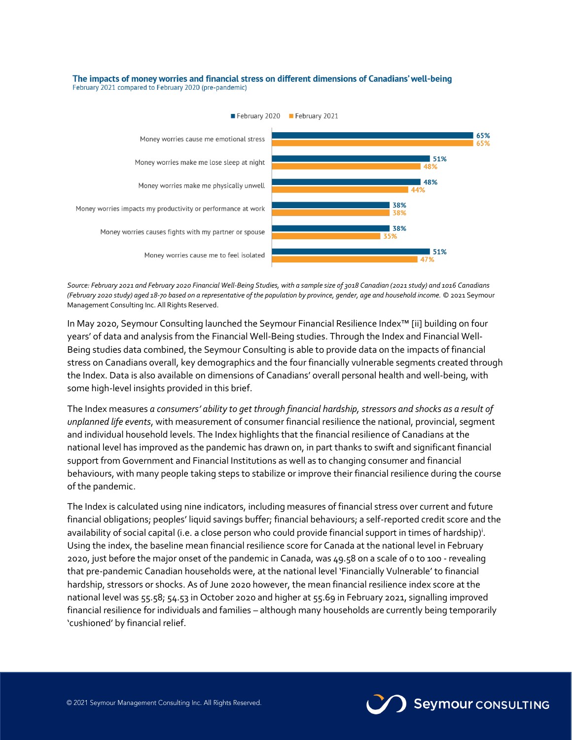**The impacts of money worries and financial stress on different dimensions of Canadians' well-being**
February 2021 compared to February 2020 (pre-pandemic)

| | February 2020 | February 2021 |
|---|---|---|
| Money worries cause me emotional stress | 65% | 65% |
| Money worries make me lose sleep at night | 51% | 48% |
| Money worries make me physically unwell | 48% | 44% |
| Money worries impacts my productivity or performance at work | 38% | 38% |
| Money worries causes fights with my partner or spouse | 38% | 35% |
| Money worries cause me to feel isolated | 51% | 47% |

*Source: February 2021 and February 2020 Financial Well-Being Studies, with a sample size of 3018 Canadian (2021 study) and 1016 Canadians (February 2020 study) aged 18-70 based on a representative of the population by province, gender, age and household income.* © 2021 Seymour Management Consulting Inc. All Rights Reserved.

In May 2020, Seymour Consulting launched the Seymour Financial Resilience Index™ [ii] building on four years' of data and analysis from the Financial Well-Being studies. Through the Index and Financial Well-Being studies data combined, the Seymour Consulting is able to provide data on the impacts of financial stress on Canadians overall, key demographics and the four financially vulnerable segments created through the Index. Data is also available on dimensions of Canadians' overall personal health and well-being, with some high-level insights provided in this brief.

The Index measures *a consumers' ability to get through financial hardship, stressors and shocks as a result of unplanned life events*, with measurement of consumer financial resilience the national, provincial, segment and individual household levels. The Index highlights that the financial resilience of Canadians at the national level has improved as the pandemic has drawn on, in part thanks to swift and significant financial support from Government and Financial Institutions as well as to changing consumer and financial behaviours, with many people taking steps to stabilize or improve their financial resilience during the course of the pandemic.

The Index is calculated using nine indicators, including measures of financial stress over current and future financial obligations; peoples' liquid savings buffer; financial behaviours; a self-reported credit score and the availability of social capital (i.e. a close person who could provide financial support in times of hardship)[i]. Using the index, the baseline mean financial resilience score for Canada at the national level in February 2020, just before the major onset of the pandemic in Canada, was 49.58 on a scale of 0 to 100 - revealing that pre-pandemic Canadian households were, at the national level 'Financially Vulnerable' to financial hardship, stressors or shocks. As of June 2020 however, the mean financial resilience index score at the national level was 55.58; 54.53 in October 2020 and higher at 55.69 in February 2021, signalling improved financial resilience for individuals and families – although many households are currently being temporarily 'cushioned' by financial relief.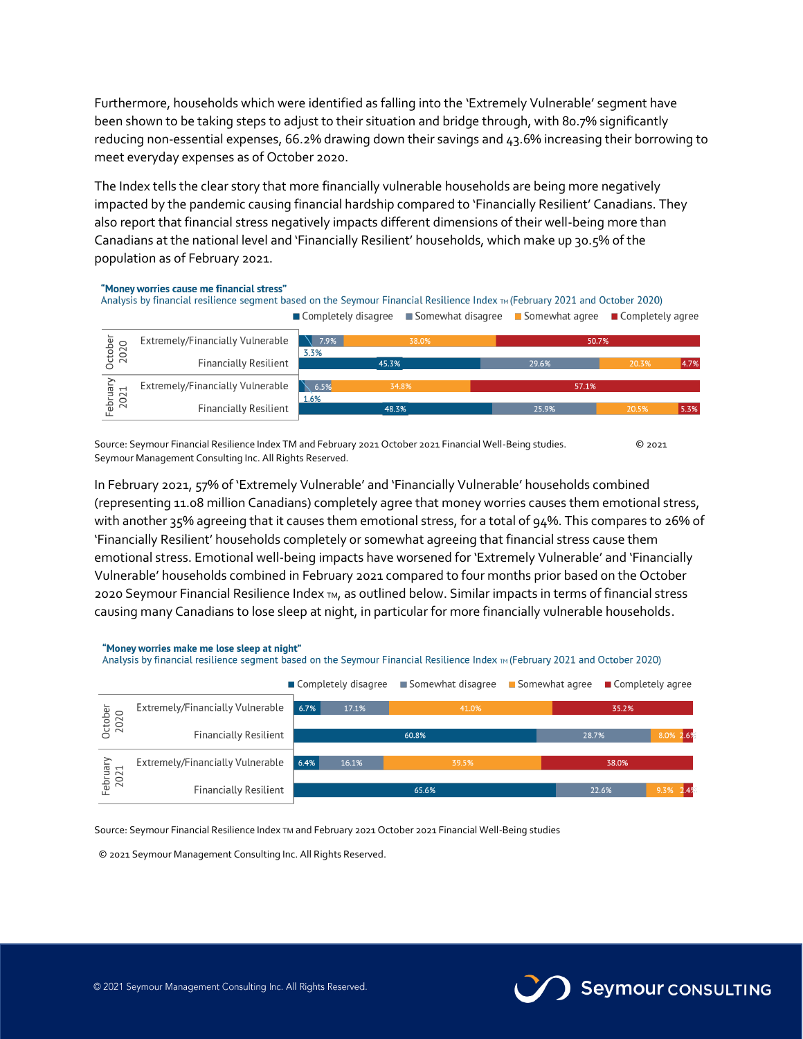Furthermore, households which were identified as falling into the 'Extremely Vulnerable' segment have been shown to be taking steps to adjust to their situation and bridge through, with 80.7% significantly reducing non-essential expenses, 66.2% drawing down their savings and 43.6% increasing their borrowing to meet everyday expenses as of October 2020.

The Index tells the clear story that more financially vulnerable households are being more negatively impacted by the pandemic causing financial hardship compared to 'Financially Resilient' Canadians. They also report that financial stress negatively impacts different dimensions of their well-being more than Canadians at the national level and 'Financially Resilient' households, which make up 30.5% of the population as of February 2021.

**"Money worries cause me financial stress"**
Analysis by financial resilience segment based on the Seymour Financial Resilience Index TM (February 2021 and October 2020)

| Period | Segment | Completely disagree | Somewhat disagree | Somewhat agree | Completely agree |
|---|---|---|---|---|---|
| October 2020 | Extremely/Financially Vulnerable | 3.3% | 7.9% | 38.0% | 50.7% |
| October 2020 | Financially Resilient | 45.3% | 29.6% | 20.3% | 4.7% |
| February 2021 | Extremely/Financially Vulnerable | 1.6% | 6.5% | 34.8% | 57.1% |
| February 2021 | Financially Resilient | 48.3% | 25.9% | 20.5% | 5.3% |

Source: Seymour Financial Resilience Index TM and February 2021 October 2021 Financial Well-Being studies. © 2021 Seymour Management Consulting Inc. All Rights Reserved.

In February 2021, 57% of 'Extremely Vulnerable' and 'Financially Vulnerable' households combined (representing 11.08 million Canadians) completely agree that money worries causes them emotional stress, with another 35% agreeing that it causes them emotional stress, for a total of 94%. This compares to 26% of 'Financially Resilient' households completely or somewhat agreeing that financial stress cause them emotional stress. Emotional well-being impacts have worsened for 'Extremely Vulnerable' and 'Financially Vulnerable' households combined in February 2021 compared to four months prior based on the October 2020 Seymour Financial Resilience Index TM, as outlined below. Similar impacts in terms of financial stress causing many Canadians to lose sleep at night, in particular for more financially vulnerable households.

**"Money worries make me lose sleep at night"**
Analysis by financial resilience segment based on the Seymour Financial Resilience Index TM (February 2021 and October 2020)

| Period | Segment | Completely disagree | Somewhat disagree | Somewhat agree | Completely agree |
|---|---|---|---|---|---|
| October 2020 | Extremely/Financially Vulnerable | 6.7% | 17.1% | 41.0% | 35.2% |
| October 2020 | Financially Resilient | 60.8% | 28.7% | 8.0% | 2.6% |
| February 2021 | Extremely/Financially Vulnerable | 6.4% | 16.1% | 39.5% | 38.0% |
| February 2021 | Financially Resilient | 65.6% | 22.6% | 9.3% | 2.4% |

Source: Seymour Financial Resilience Index TM and February 2021 October 2021 Financial Well-Being studies

© 2021 Seymour Management Consulting Inc. All Rights Reserved.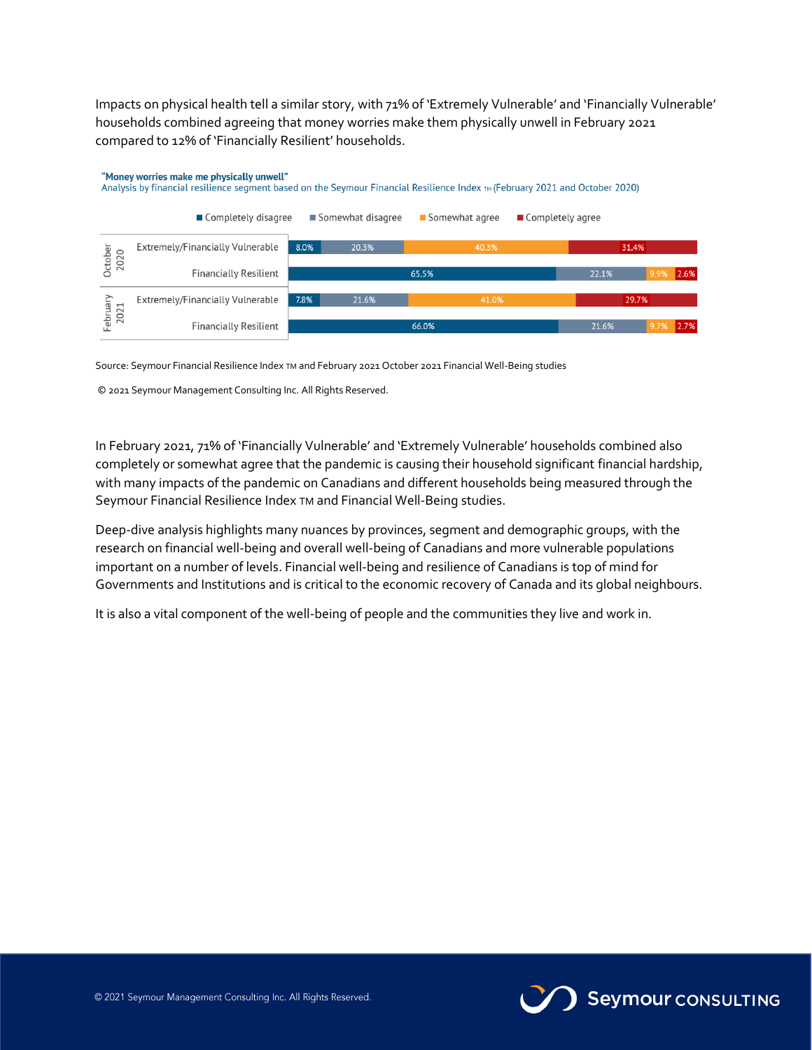Impacts on physical health tell a similar story, with 71% of 'Extremely Vulnerable' and 'Financially Vulnerable' households combined agreeing that money worries make them physically unwell in February 2021 compared to 12% of 'Financially Resilient' households.

**"Money worries make me physically unwell"**
Analysis by financial resilience segment based on the Seymour Financial Resilience Index TM (February 2021 and October 2020)

| Period | Segment | Completely disagree | Somewhat disagree | Somewhat agree | Completely agree |
|---|---|---|---|---|---|
| October 2020 | Extremely/Financially Vulnerable | 8.0% | 20.3% | 40.3% | 31.4% |
| | Financially Resilient | 65.5% | 22.1% | 9.9% | 2.6% |
| February 2021 | Extremely/Financially Vulnerable | 7.8% | 21.6% | 41.0% | 29.7% |
| | Financially Resilient | 66.0% | 21.6% | 9.7% | 2.7% |

Source: Seymour Financial Resilience Index TM and February 2021 October 2021 Financial Well-Being studies

© 2021 Seymour Management Consulting Inc. All Rights Reserved.

In February 2021, 71% of 'Financially Vulnerable' and 'Extremely Vulnerable' households combined also completely or somewhat agree that the pandemic is causing their household significant financial hardship, with many impacts of the pandemic on Canadians and different households being measured through the Seymour Financial Resilience Index TM and Financial Well-Being studies.

Deep-dive analysis highlights many nuances by provinces, segment and demographic groups, with the research on financial well-being and overall well-being of Canadians and more vulnerable populations important on a number of levels. Financial well-being and resilience of Canadians is top of mind for Governments and Institutions and is critical to the economic recovery of Canada and its global neighbours.

It is also a vital component of the well-being of people and the communities they live and work in.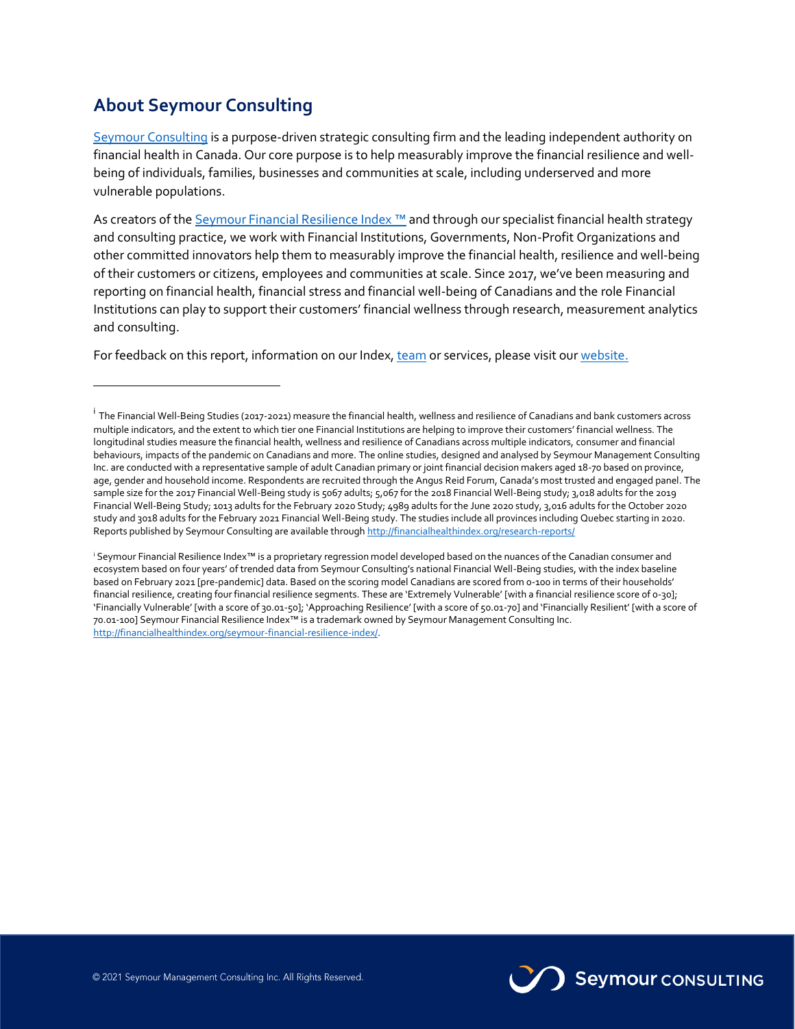## About Seymour Consulting

Seymour Consulting is a purpose-driven strategic consulting firm and the leading independent authority on financial health in Canada. Our core purpose is to help measurably improve the financial resilience and well-being of individuals, families, businesses and communities at scale, including underserved and more vulnerable populations.

As creators of the Seymour Financial Resilience Index ™ and through our specialist financial health strategy and consulting practice, we work with Financial Institutions, Governments, Non-Profit Organizations and other committed innovators help them to measurably improve the financial health, resilience and well-being of their customers or citizens, employees and communities at scale. Since 2017, we've been measuring and reporting on financial health, financial stress and financial well-being of Canadians and the role Financial Institutions can play to support their customers' financial wellness through research, measurement analytics and consulting.

For feedback on this report, information on our Index, team or services, please visit our website.

---

[i] The Financial Well-Being Studies (2017-2021) measure the financial health, wellness and resilience of Canadians and bank customers across multiple indicators, and the extent to which tier one Financial Institutions are helping to improve their customers' financial wellness. The longitudinal studies measure the financial health, wellness and resilience of Canadians across multiple indicators, consumer and financial behaviours, impacts of the pandemic on Canadians and more. The online studies, designed and analysed by Seymour Management Consulting Inc. are conducted with a representative sample of adult Canadian primary or joint financial decision makers aged 18-70 based on province, age, gender and household income. Respondents are recruited through the Angus Reid Forum, Canada's most trusted and engaged panel. The sample size for the 2017 Financial Well-Being study is 5067 adults; 5,067 for the 2018 Financial Well-Being study; 3,018 adults for the 2019 Financial Well-Being Study; 1013 adults for the February 2020 Study; 4989 adults for the June 2020 study, 3,016 adults for the October 2020 study and 3018 adults for the February 2021 Financial Well-Being study. The studies include all provinces including Quebec starting in 2020. Reports published by Seymour Consulting are available through http://financialhealthindex.org/research-reports/

[i] Seymour Financial Resilience Index™ is a proprietary regression model developed based on the nuances of the Canadian consumer and ecosystem based on four years' of trended data from Seymour Consulting's national Financial Well-Being studies, with the index baseline based on February 2021 [pre-pandemic] data. Based on the scoring model Canadians are scored from 0-100 in terms of their households' financial resilience, creating four financial resilience segments. These are 'Extremely Vulnerable' [with a financial resilience score of 0-30]; 'Financially Vulnerable' [with a score of 30.01-50]; 'Approaching Resilience' [with a score of 50.01-70] and 'Financially Resilient' [with a score of 70.01-100] Seymour Financial Resilience Index™ is a trademark owned by Seymour Management Consulting Inc. http://financialhealthindex.org/seymour-financial-resilience-index/.